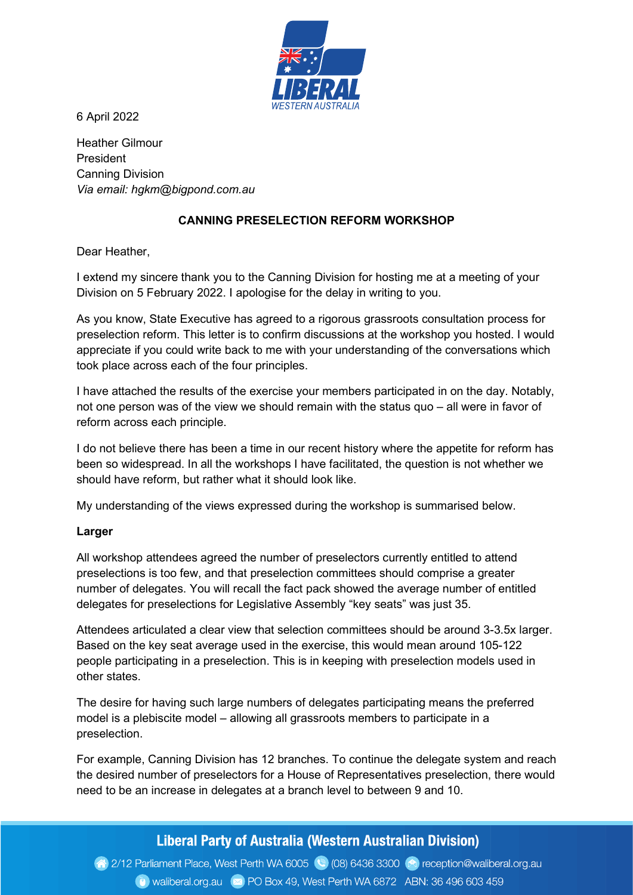6 April 2022

Heather Gilmour
President
Canning Division
*Via email: hgkm@bigpond.com.au*

**CANNING PRESELECTION REFORM WORKSHOP**

Dear Heather,

I extend my sincere thank you to the Canning Division for hosting me at a meeting of your Division on 5 February 2022. I apologise for the delay in writing to you.

As you know, State Executive has agreed to a rigorous grassroots consultation process for preselection reform. This letter is to confirm discussions at the workshop you hosted. I would appreciate if you could write back to me with your understanding of the conversations which took place across each of the four principles.

I have attached the results of the exercise your members participated in on the day. Notably, not one person was of the view we should remain with the status quo – all were in favor of reform across each principle.

I do not believe there has been a time in our recent history where the appetite for reform has been so widespread. In all the workshops I have facilitated, the question is not whether we should have reform, but rather what it should look like.

My understanding of the views expressed during the workshop is summarised below.

**Larger**

All workshop attendees agreed the number of preselectors currently entitled to attend preselections is too few, and that preselection committees should comprise a greater number of delegates. You will recall the fact pack showed the average number of entitled delegates for preselections for Legislative Assembly "key seats" was just 35.

Attendees articulated a clear view that selection committees should be around 3-3.5x larger. Based on the key seat average used in the exercise, this would mean around 105-122 people participating in a preselection. This is in keeping with preselection models used in other states.

The desire for having such large numbers of delegates participating means the preferred model is a plebiscite model – allowing all grassroots members to participate in a preselection.

For example, Canning Division has 12 branches. To continue the delegate system and reach the desired number of preselectors for a House of Representatives preselection, there would need to be an increase in delegates at a branch level to between 9 and 10.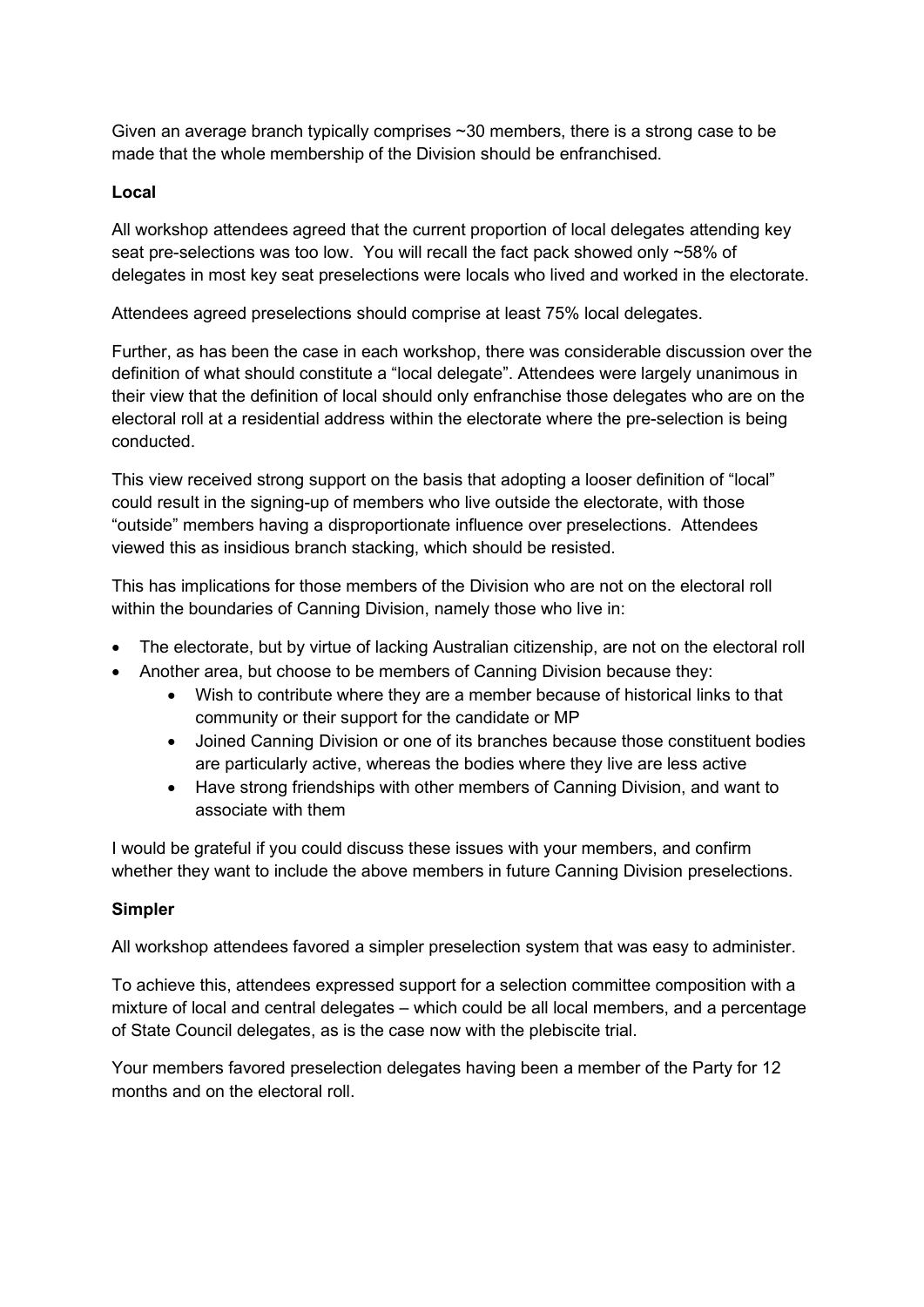Given an average branch typically comprises ~30 members, there is a strong case to be made that the whole membership of the Division should be enfranchised.

**Local**

All workshop attendees agreed that the current proportion of local delegates attending key seat pre-selections was too low. You will recall the fact pack showed only ~58% of delegates in most key seat preselections were locals who lived and worked in the electorate.

Attendees agreed preselections should comprise at least 75% local delegates.

Further, as has been the case in each workshop, there was considerable discussion over the definition of what should constitute a "local delegate". Attendees were largely unanimous in their view that the definition of local should only enfranchise those delegates who are on the electoral roll at a residential address within the electorate where the pre-selection is being conducted.

This view received strong support on the basis that adopting a looser definition of "local" could result in the signing-up of members who live outside the electorate, with those "outside" members having a disproportionate influence over preselections. Attendees viewed this as insidious branch stacking, which should be resisted.

This has implications for those members of the Division who are not on the electoral roll within the boundaries of Canning Division, namely those who live in:

- The electorate, but by virtue of lacking Australian citizenship, are not on the electoral roll
- Another area, but choose to be members of Canning Division because they:
    - Wish to contribute where they are a member because of historical links to that community or their support for the candidate or MP
    - Joined Canning Division or one of its branches because those constituent bodies are particularly active, whereas the bodies where they live are less active
    - Have strong friendships with other members of Canning Division, and want to associate with them

I would be grateful if you could discuss these issues with your members, and confirm whether they want to include the above members in future Canning Division preselections.

**Simpler**

All workshop attendees favored a simpler preselection system that was easy to administer.

To achieve this, attendees expressed support for a selection committee composition with a mixture of local and central delegates – which could be all local members, and a percentage of State Council delegates, as is the case now with the plebiscite trial.

Your members favored preselection delegates having been a member of the Party for 12 months and on the electoral roll.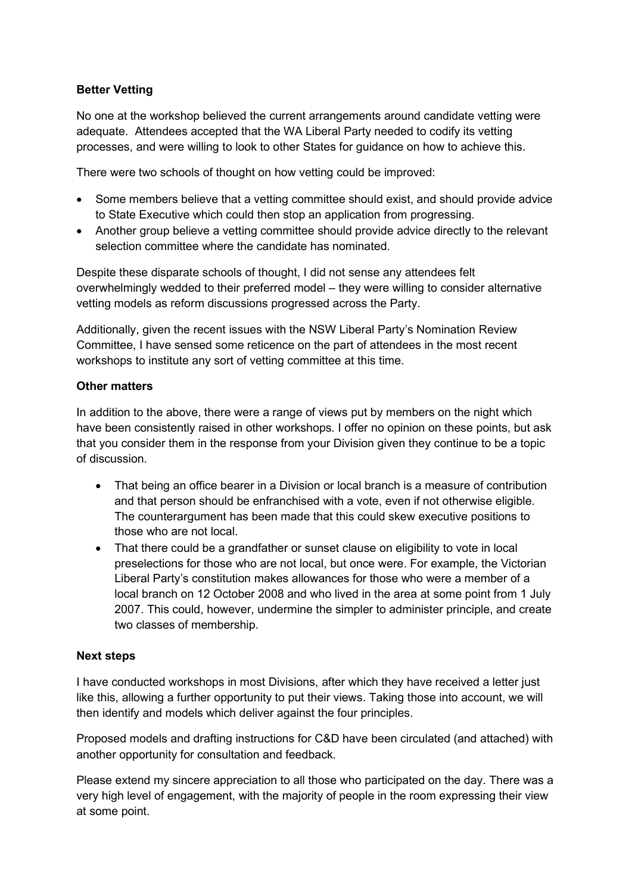**Better Vetting**

No one at the workshop believed the current arrangements around candidate vetting were adequate. Attendees accepted that the WA Liberal Party needed to codify its vetting processes, and were willing to look to other States for guidance on how to achieve this.

There were two schools of thought on how vetting could be improved:

- Some members believe that a vetting committee should exist, and should provide advice to State Executive which could then stop an application from progressing.
- Another group believe a vetting committee should provide advice directly to the relevant selection committee where the candidate has nominated.

Despite these disparate schools of thought, I did not sense any attendees felt overwhelmingly wedded to their preferred model – they were willing to consider alternative vetting models as reform discussions progressed across the Party.

Additionally, given the recent issues with the NSW Liberal Party's Nomination Review Committee, I have sensed some reticence on the part of attendees in the most recent workshops to institute any sort of vetting committee at this time.

**Other matters**

In addition to the above, there were a range of views put by members on the night which have been consistently raised in other workshops. I offer no opinion on these points, but ask that you consider them in the response from your Division given they continue to be a topic of discussion.

- That being an office bearer in a Division or local branch is a measure of contribution and that person should be enfranchised with a vote, even if not otherwise eligible. The counterargument has been made that this could skew executive positions to those who are not local.
- That there could be a grandfather or sunset clause on eligibility to vote in local preselections for those who are not local, but once were. For example, the Victorian Liberal Party's constitution makes allowances for those who were a member of a local branch on 12 October 2008 and who lived in the area at some point from 1 July 2007. This could, however, undermine the simpler to administer principle, and create two classes of membership.

**Next steps**

I have conducted workshops in most Divisions, after which they have received a letter just like this, allowing a further opportunity to put their views. Taking those into account, we will then identify and models which deliver against the four principles.

Proposed models and drafting instructions for C&D have been circulated (and attached) with another opportunity for consultation and feedback.

Please extend my sincere appreciation to all those who participated on the day. There was a very high level of engagement, with the majority of people in the room expressing their view at some point.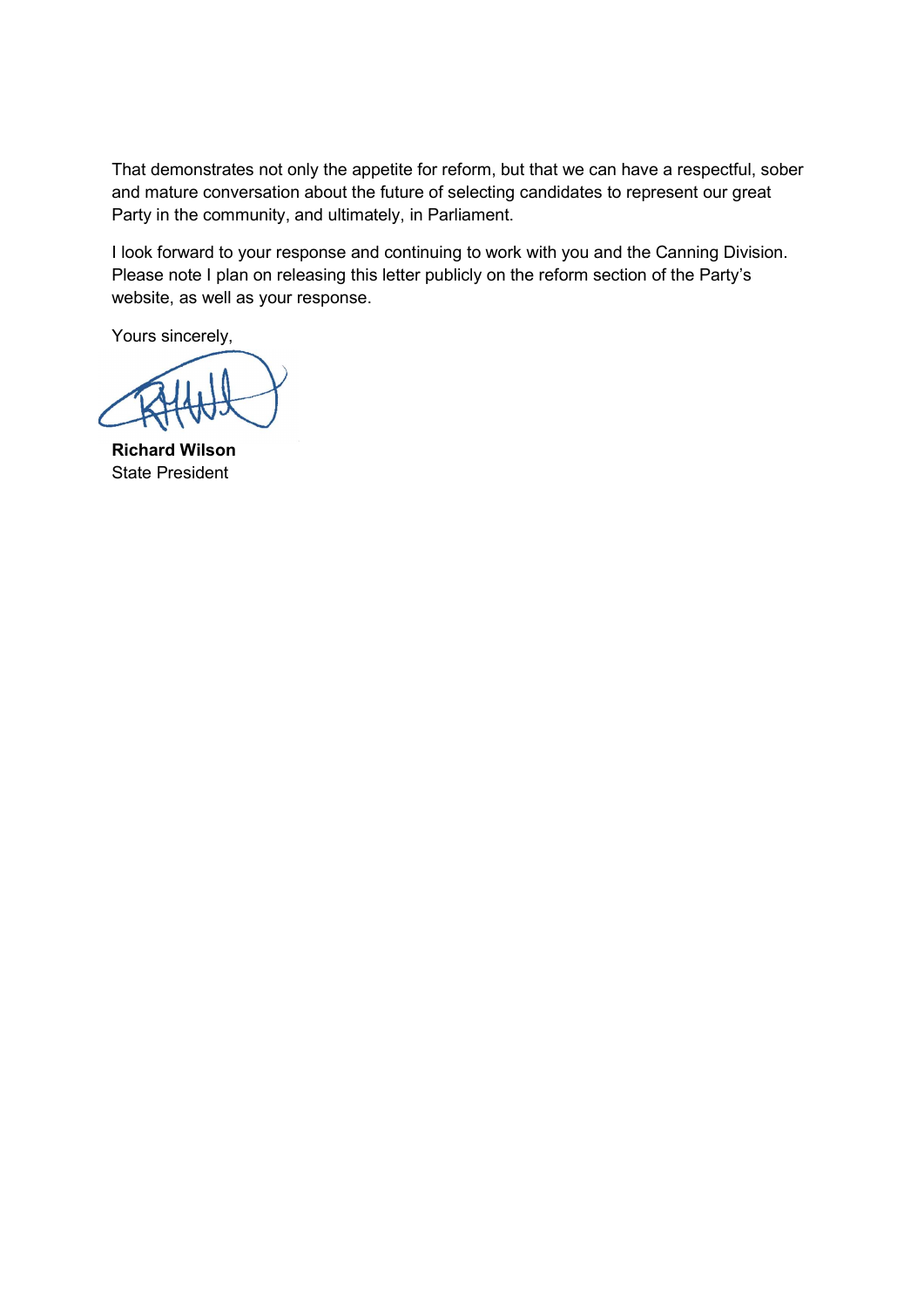That demonstrates not only the appetite for reform, but that we can have a respectful, sober and mature conversation about the future of selecting candidates to represent our great Party in the community, and ultimately, in Parliament.

I look forward to your response and continuing to work with you and the Canning Division. Please note I plan on releasing this letter publicly on the reform section of the Party's website, as well as your response.

Yours sincerely,

**Richard Wilson**
State President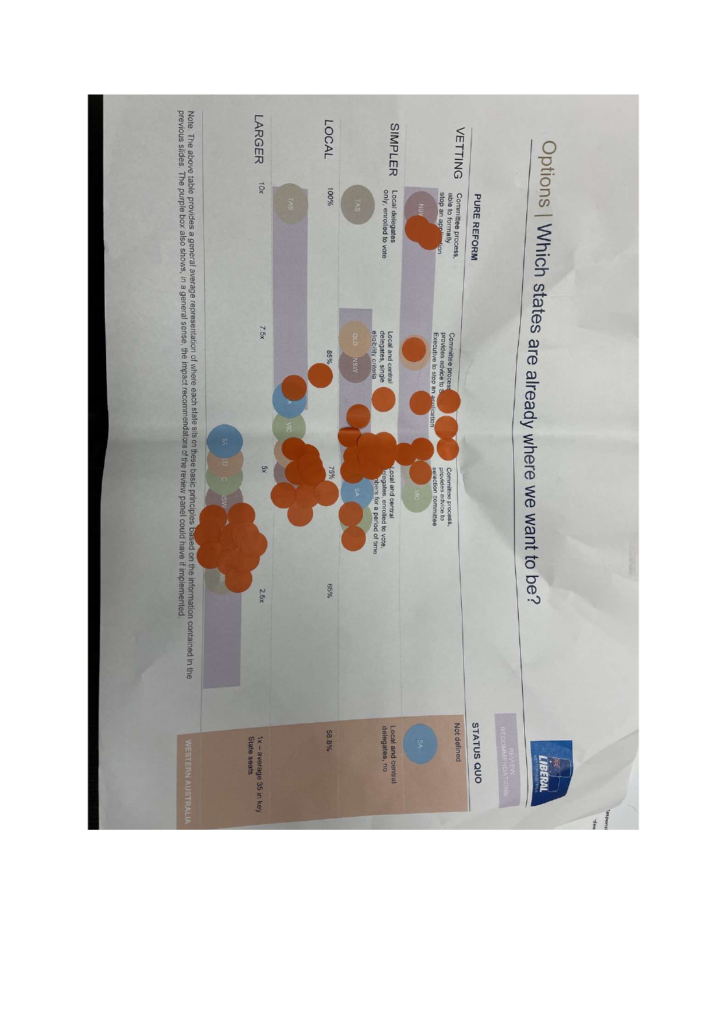# Options | Which states are already where we want to be?

REVIEW RECOMMENDATIONS

LIBERAL WESTERN AUSTRALIA

PURE REFORM

STATUS QUO

**VETTING**

Committee process, able to formally stop an application

Committee process provides advice to State Executive to stop an application

Committee process, provides advice to selection committee

Not defined

**SIMPLER**

Local delegates only, enrolled to vote

Local and central delegates, single eligibility criteria

Local and central delegates enrolled to vote, members for a period of time

Local and central delegates, no

**LOCAL**

100%

85%

75%

65%

58.8%

**LARGER**

10x

7.5x

5x

2.5x

1x – average 35 in key State seats

TAS

NSW

QLD

SA

VIC

WESTERN AUSTRALIA

Note: The above table provides a general average representation of where each state sits on these basic principles based on the information contained in the previous slides. The purple box also shows, in a general sense, the impact recommendations of the review panel could have if implemented.